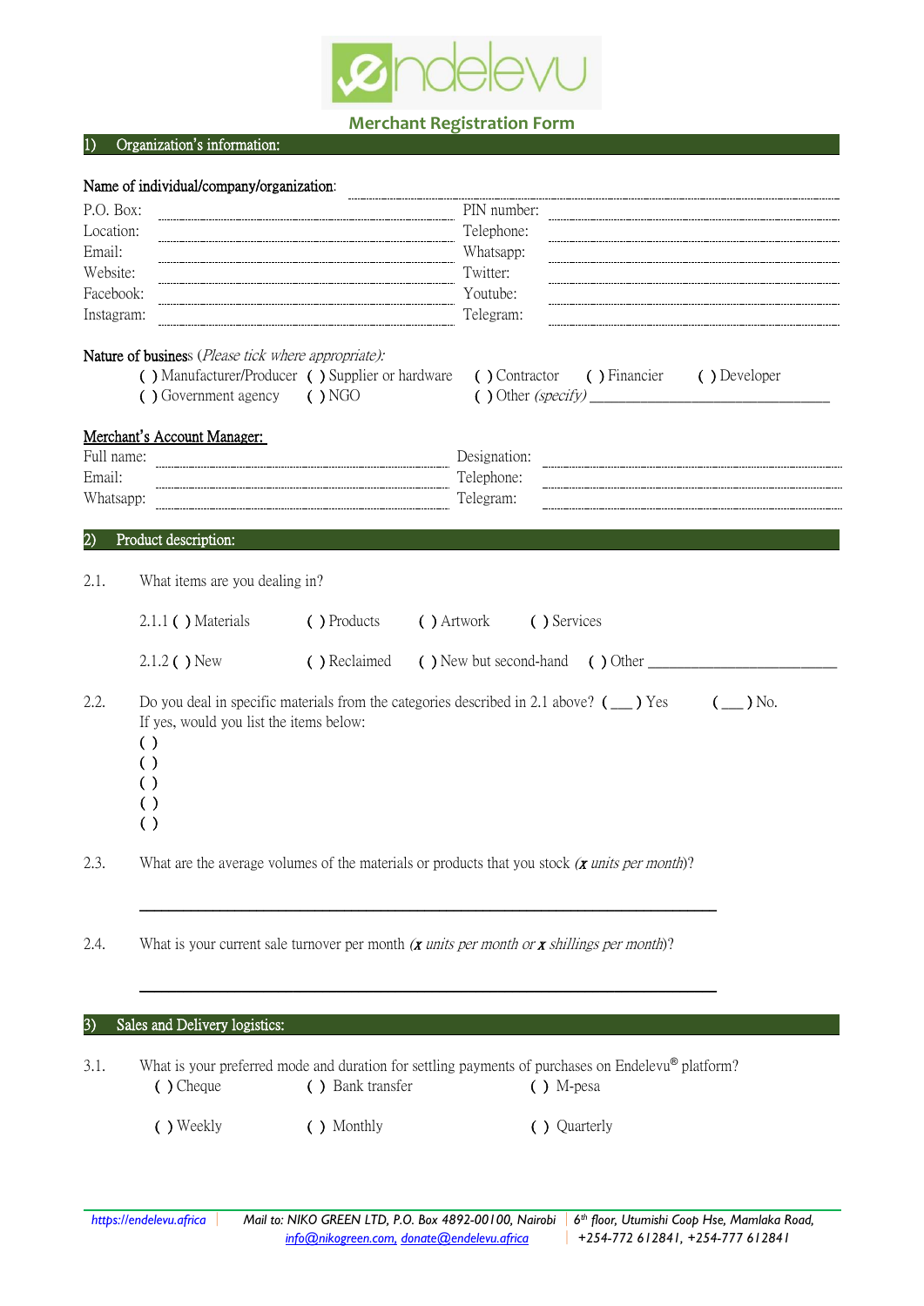endelevu

**Merchant Registration Form**

## 1) Organization's information:

Name of individual/company/organization: ……………………………………………

| | | | |
|---|---|---|---|
| P.O. Box: | | PIN number: | |
| Location: | | Telephone: | |
| Email: | | Whatsapp: | |
| Website: | | Twitter: | |
| Facebook: | | Youtube: | |
| Instagram: | | Telegram: | |

Nature of business (*Please tick where appropriate):*

( ) Manufacturer/Producer ( ) Supplier or hardware ( ) Contractor ( ) Financier ( ) Developer
( ) Government agency ( ) NGO ( ) Other *(specify)* ______________________________

<u>Merchant's Account Manager:</u>

| | | | |
|---|---|---|---|
| Full name: | | Designation: | |
| Email: | | Telephone: | |
| Whatsapp: | | Telegram: | |

## 2) Product description:

2.1. What items are you dealing in?

2.1.1 ( ) Materials ( ) Products ( ) Artwork ( ) Services

2.1.2 ( ) New ( ) Reclaimed ( ) New but second-hand ( ) Other ______________________

2.2. Do you deal in specific materials from the categories described in 2.1 above? (___) Yes (___) No.
If yes, would you list the items below:

( )
( )
( )
( )
( )

2.3. What are the average volumes of the materials or products that you stock *(x units per month)*?

________________________________________________________________

2.4. What is your current sale turnover per month *(x units per month or x shillings per month)*?

________________________________________________________________

## 3) Sales and Delivery logistics:

3.1. What is your preferred mode and duration for settling payments of purchases on Endelevu® platform?

( ) Cheque ( ) Bank transfer ( ) M-pesa

( ) Weekly ( ) Monthly ( ) Quarterly

https://endelevu.africa | Mail to: NIKO GREEN LTD, P.O. Box 4892-00100, Nairobi info@nikogreen.com, donate@endelevu.africa | 6th floor, Utumishi Coop Hse, Mamlaka Road, +254-772 612841, +254-777 612841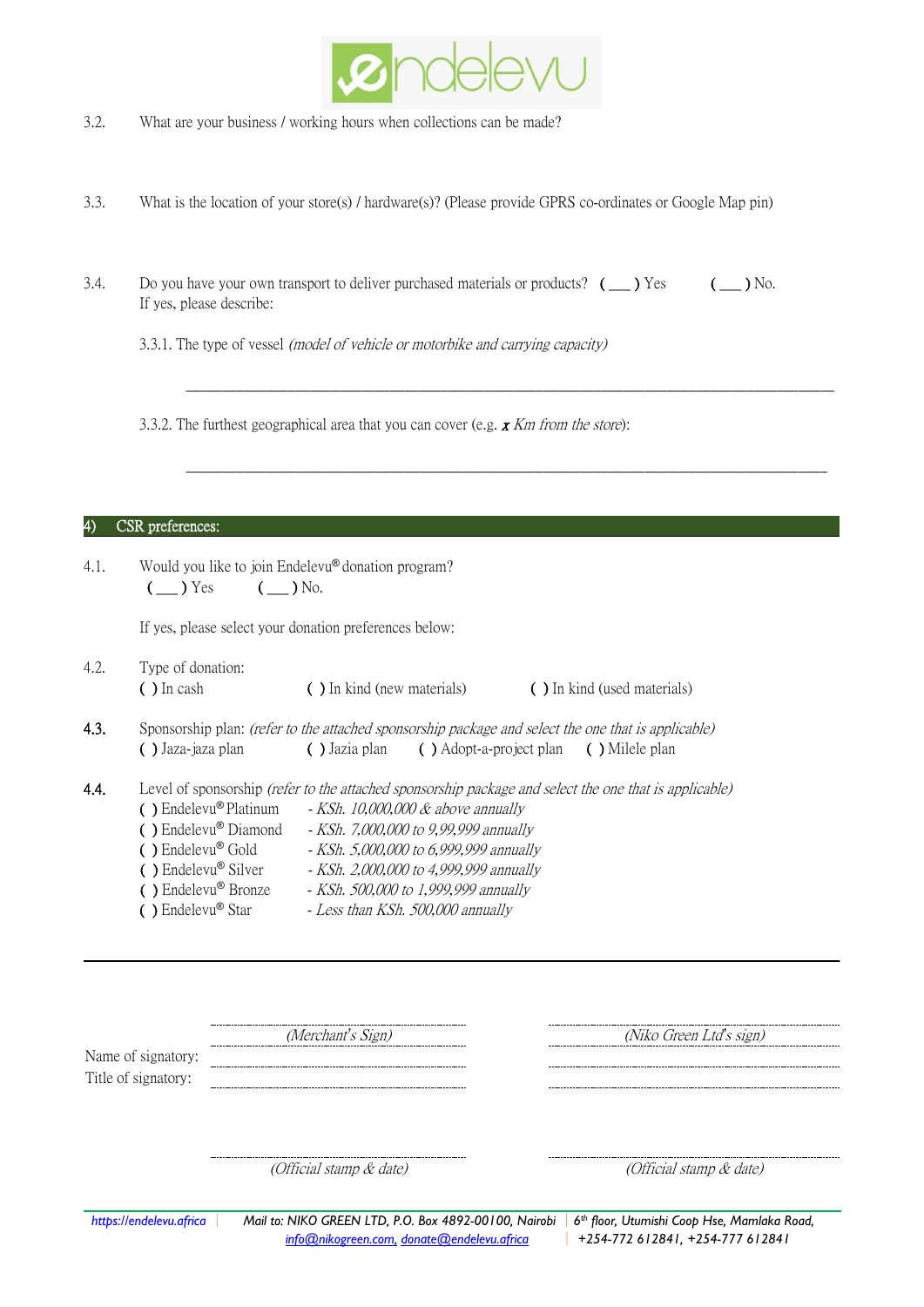3.2. What are your business / working hours when collections can be made?

3.3. What is the location of your store(s) / hardware(s)? (Please provide GPRS co-ordinates or Google Map pin)

3.4. Do you have your own transport to deliver purchased materials or products? ( ___ ) Yes ( ___ ) No.
If yes, please describe:

3.3.1. The type of vessel *(model of vehicle or motorbike and carrying capacity)*

_______________________________________________________________________________

3.3.2. The furthest geographical area that you can cover (e.g. *x Km from the store*):

_______________________________________________________________________________

## 4) CSR preferences:

4.1. Would you like to join Endelevu® donation program?
( ___ ) Yes ( ___ ) No.

If yes, please select your donation preferences below:

4.2. Type of donation:
( ) In cash ( ) In kind (new materials) ( ) In kind (used materials)

**4.3.** Sponsorship plan: *(refer to the attached sponsorship package and select the one that is applicable)*
( ) Jaza-jaza plan ( ) Jazia plan ( ) Adopt-a-project plan ( ) Milele plan

**4.4.** Level of sponsorship *(refer to the attached sponsorship package and select the one that is applicable)*
( ) Endelevu® Platinum - *KSh. 10,000,000 & above annually*
( ) Endelevu® Diamond - *KSh. 7,000,000 to 9,99,999 annually*
( ) Endelevu® Gold - *KSh. 5,000,000 to 6,999,999 annually*
( ) Endelevu® Silver - *KSh. 2,000,000 to 4,999,999 annually*
( ) Endelevu® Bronze - *KSh. 500,000 to 1,999,999 annually*
( ) Endelevu® Star - *Less than KSh. 500,000 annually*

---

| | | |
|---|---|---|
| | *(Merchant's Sign)* | *(Niko Green Ltd's sign)* |
| Name of signatory: | | |
| Title of signatory: | | |
| | *(Official stamp & date)* | *(Official stamp & date)* |

https://endelevu.africa | Mail to: NIKO GREEN LTD, P.O. Box 4892-00100, Nairobi | 6th floor, Utumishi Coop Hse, Mamlaka Road,
info@nikogreen.com, donate@endelevu.africa | +254-772 612841, +254-777 612841